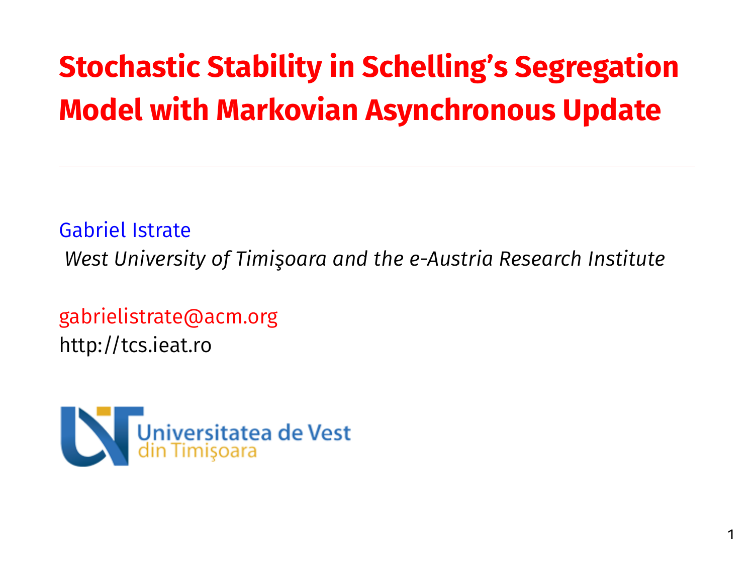# Stochastic Stability in Schelling's Segregation Model with Markovian Asynchronous Update

Gabriel Istrate

*West University of Timişoara and the e-Austria Research Institute*

gabrielistrate@acm.org

http://tcs.ieat.ro

Universitatea de Vest din Timişoara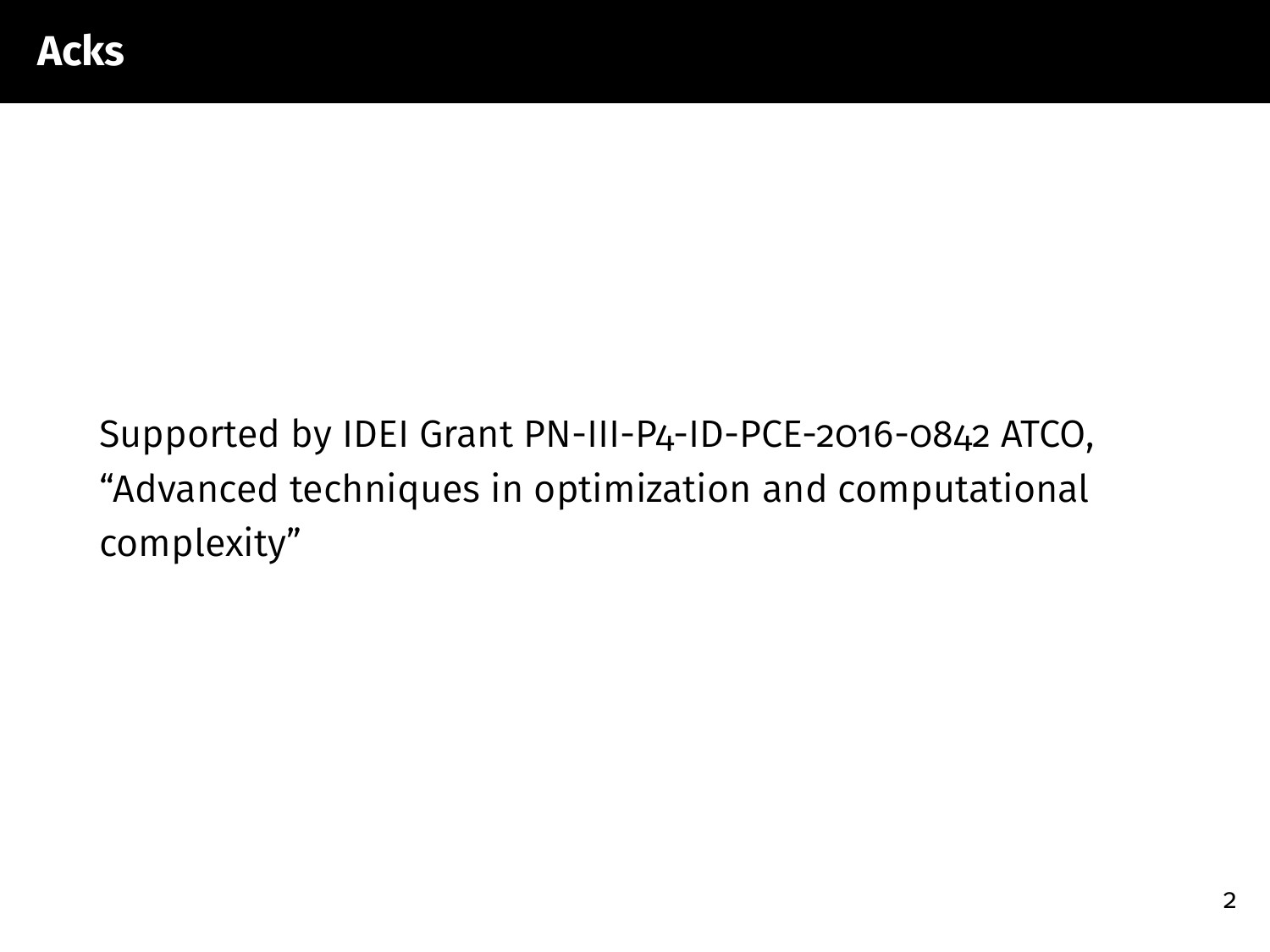# Acks

Supported by IDEI Grant PN-III-P4-ID-PCE-2016-0842 ATCO, “Advanced techniques in optimization and computational complexity”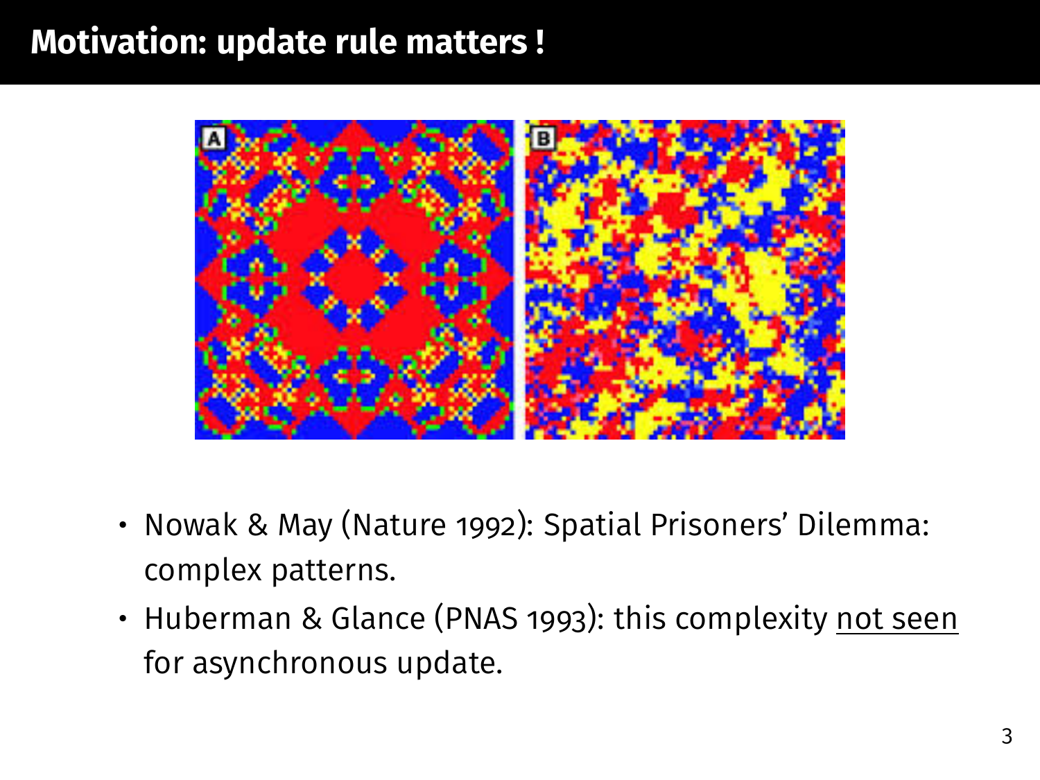# Motivation: update rule matters !

- Nowak & May (Nature 1992): Spatial Prisoners' Dilemma: complex patterns.
- Huberman & Glance (PNAS 1993): this complexity not seen for asynchronous update.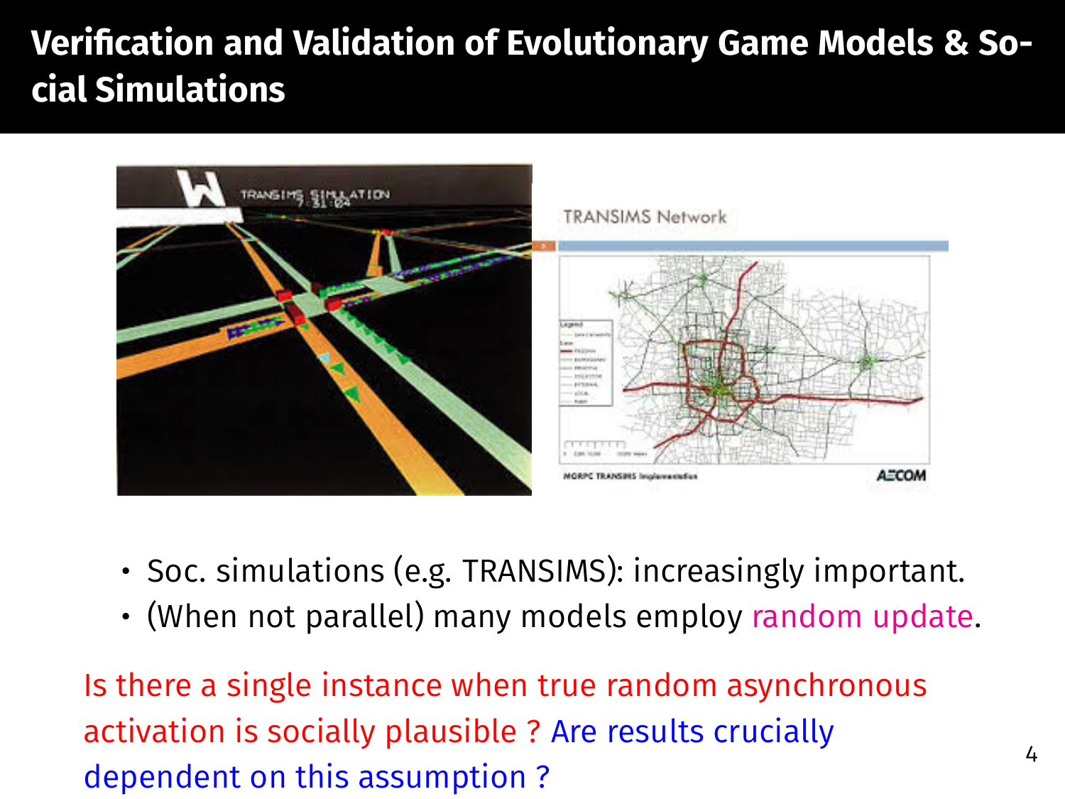# Verification and Validation of Evolutionary Game Models & Social Simulations

- Soc. simulations (e.g. TRANSIMS): increasingly important.
- (When not parallel) many models employ random update.

Is there a single instance when true random asynchronous activation is socially plausible ? Are results crucially dependent on this assumption ?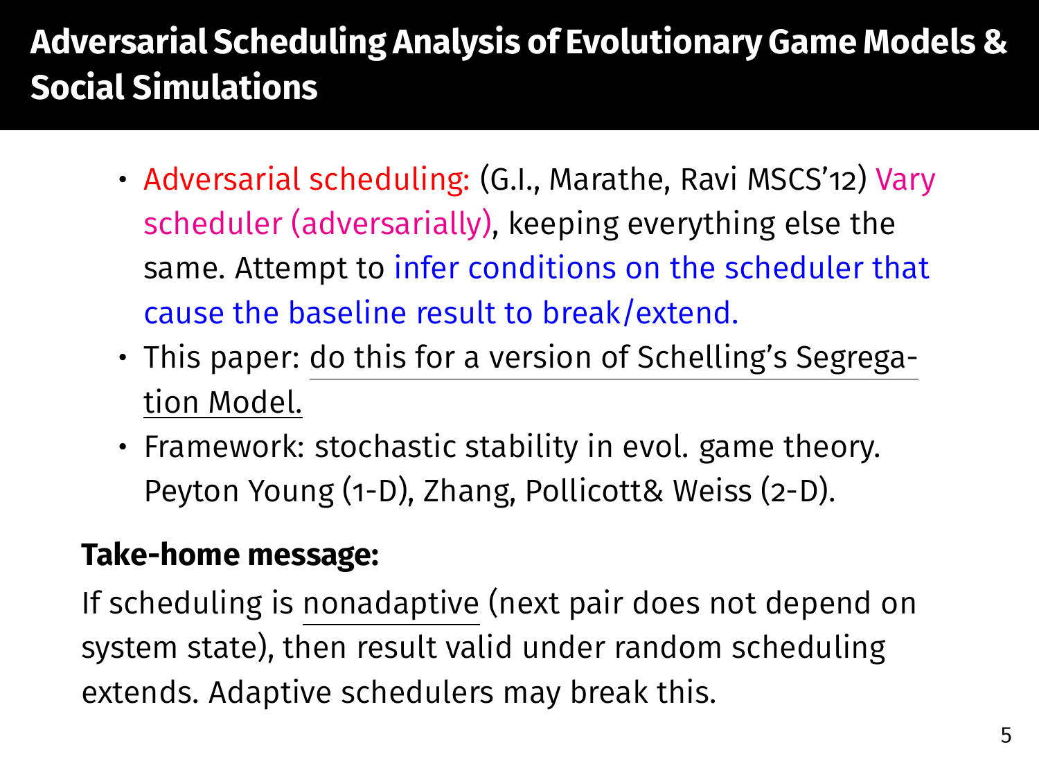# Adversarial Scheduling Analysis of Evolutionary Game Models & Social Simulations

- Adversarial scheduling: (G.I., Marathe, Ravi MSCS'12) Vary scheduler (adversarially), keeping everything else the same. Attempt to infer conditions on the scheduler that cause the baseline result to break/extend.
- This paper: do this for a version of Schelling's Segregation Model.
- Framework: stochastic stability in evol. game theory. Peyton Young (1-D), Zhang, Pollicott& Weiss (2-D).

**Take-home message:**

If scheduling is nonadaptive (next pair does not depend on system state), then result valid under random scheduling extends. Adaptive schedulers may break this.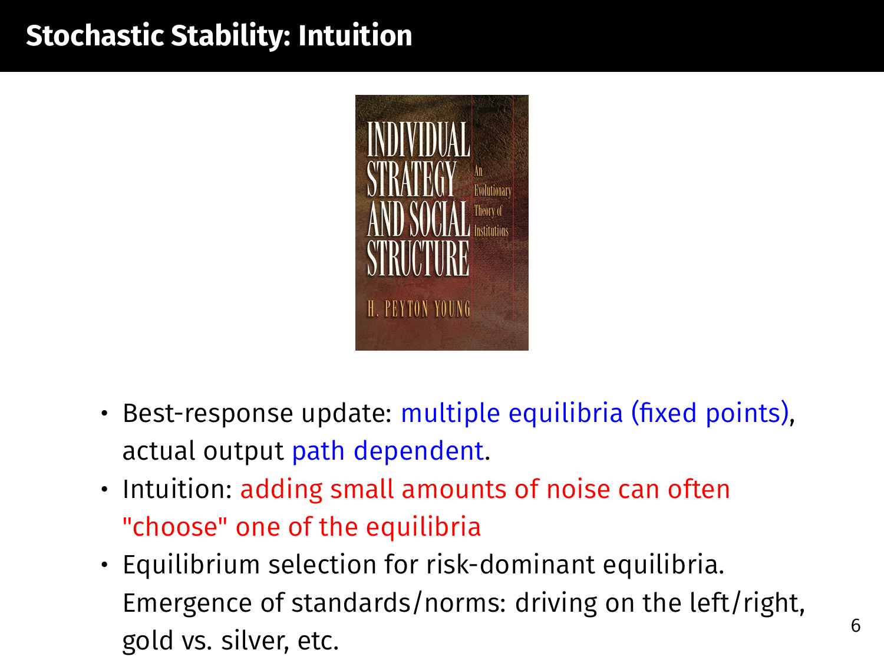# Stochastic Stability: Intuition

- Best-response update: multiple equilibria (fixed points), actual output path dependent.
- Intuition: adding small amounts of noise can often "choose" one of the equilibria
- Equilibrium selection for risk-dominant equilibria. Emergence of standards/norms: driving on the left/right, gold vs. silver, etc.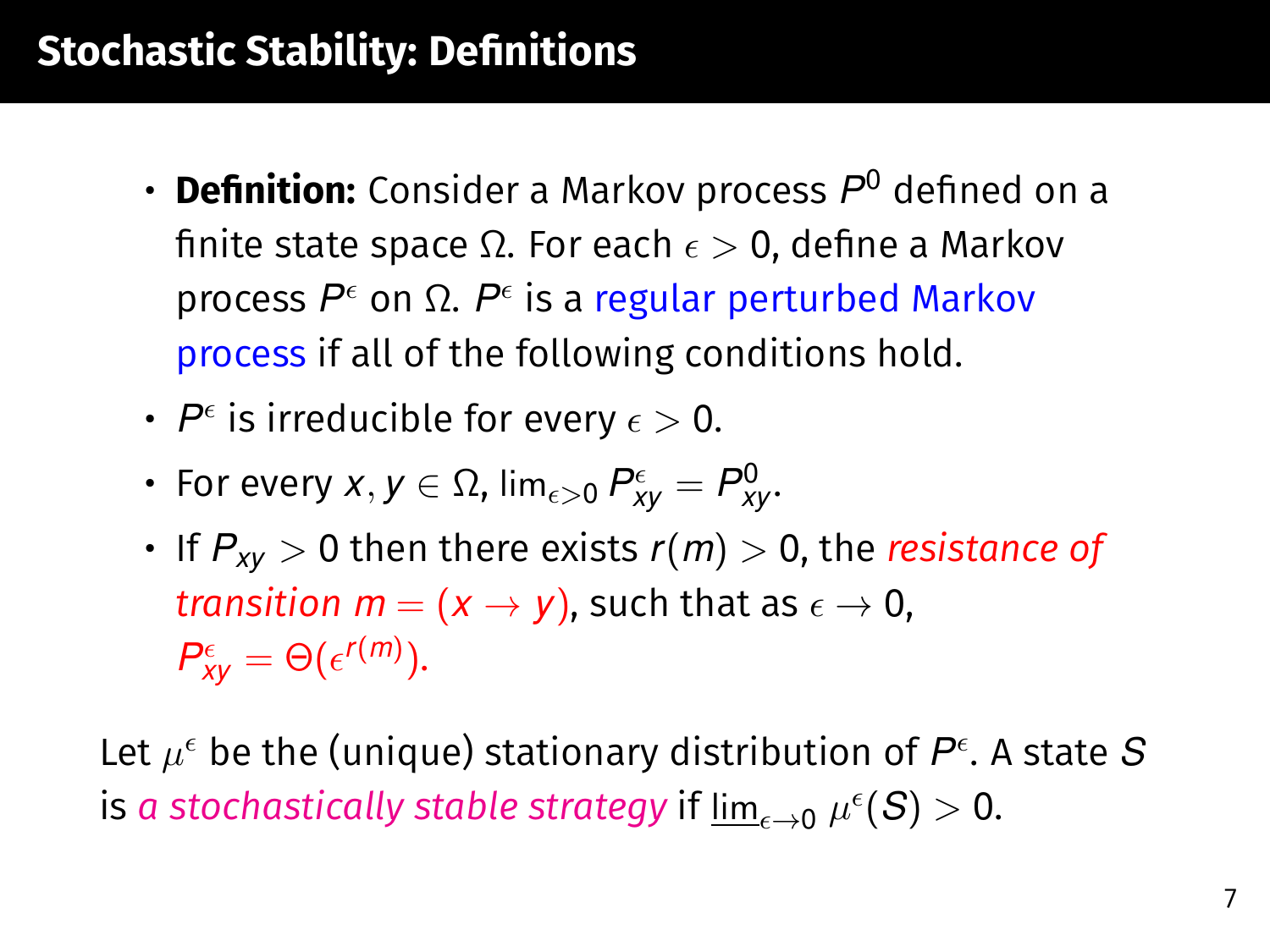# Stochastic Stability: Definitions

- **Definition:** Consider a Markov process $P^0$ defined on a finite state space $\Omega$. For each $\epsilon > 0$, define a Markov process $P^\epsilon$ on $\Omega$. $P^\epsilon$ is a regular perturbed Markov process if all of the following conditions hold.
- $P^\epsilon$ is irreducible for every $\epsilon > 0$.
- For every $x, y \in \Omega$, $\lim_{\epsilon > 0} P^\epsilon_{xy} = P^0_{xy}$.
- If $P_{xy} > 0$ then there exists $r(m) > 0$, the *resistance of transition* $m = (x \to y)$, such that as $\epsilon \to 0$, $P^\epsilon_{xy} = \Theta(\epsilon^{r(m)})$.

Let $\mu^\epsilon$ be the (unique) stationary distribution of $P^\epsilon$. A state $S$ is *a stochastically stable strategy* if $\underline{\lim}_{\epsilon \to 0} \mu^\epsilon(S) > 0$.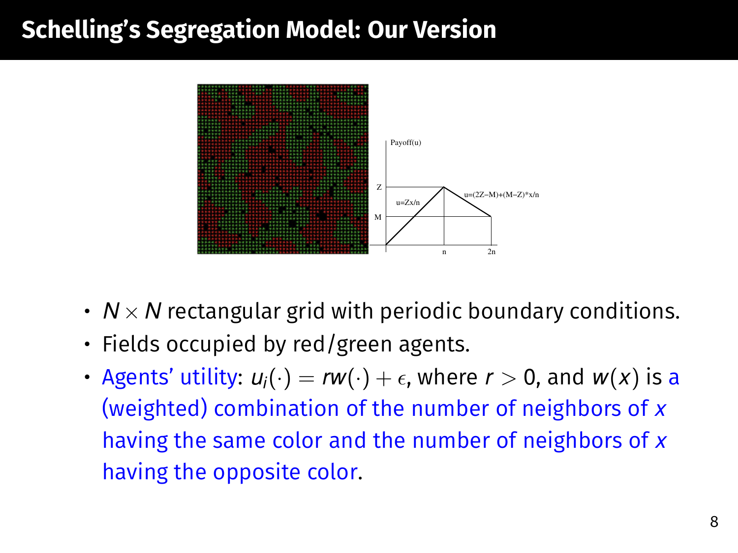# Schelling's Segregation Model: Our Version

- $N \times N$ rectangular grid with periodic boundary conditions.
- Fields occupied by red/green agents.
- Agents' utility: $u_i(\cdot) = rw(\cdot) + \epsilon$, where $r > 0$, and $w(x)$ is a (weighted) combination of the number of neighbors of $x$ having the same color and the number of neighbors of $x$ having the opposite color.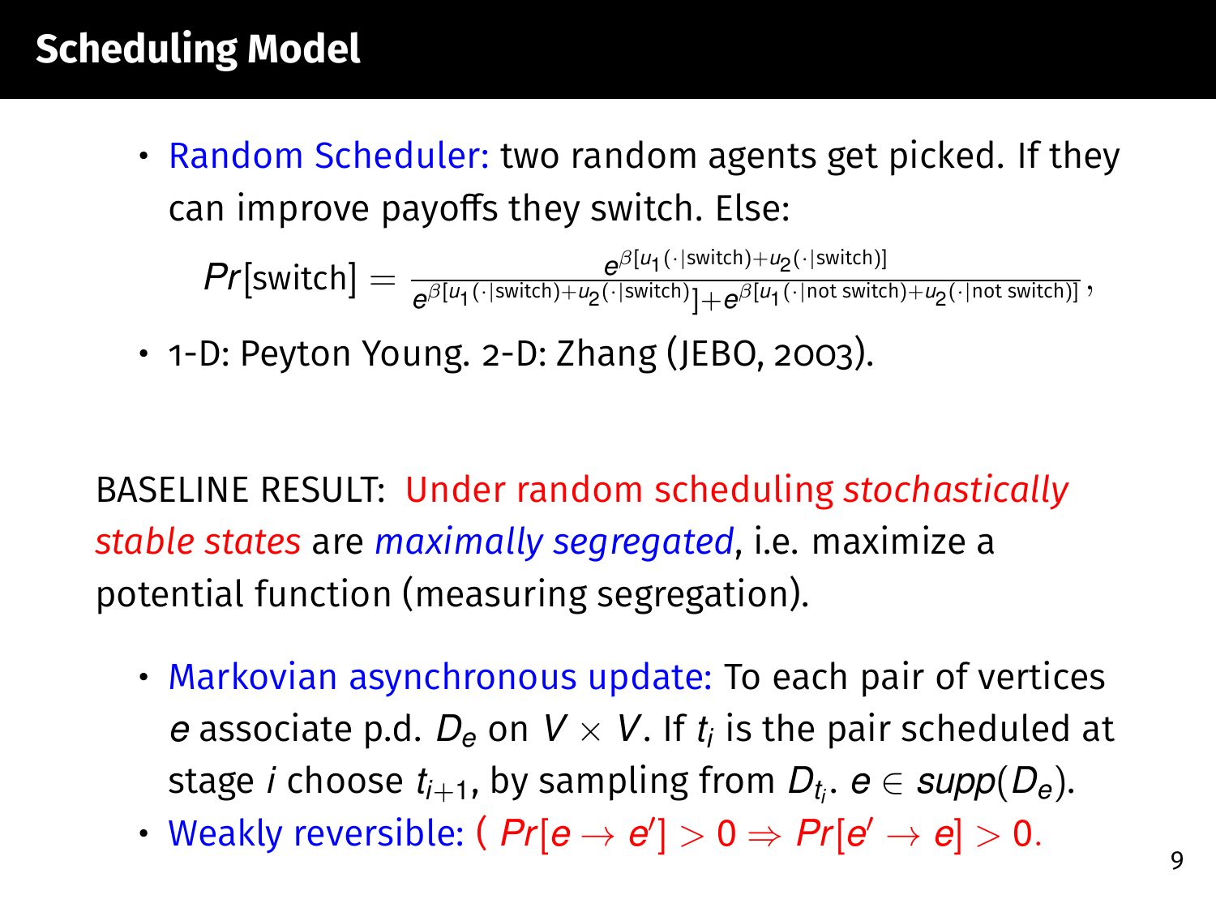# Scheduling Model

- Random Scheduler: two random agents get picked. If they can improve payoffs they switch. Else:

$$Pr[\text{switch}] = \frac{e^{\beta[u_1(\cdot|\text{switch})+u_2(\cdot|\text{switch})]}}{e^{\beta[u_1(\cdot|\text{switch})+u_2(\cdot|\text{switch})]}+e^{\beta[u_1(\cdot|\text{not switch})+u_2(\cdot|\text{not switch})]}},$$

- 1-D: Peyton Young. 2-D: Zhang (JEBO, 2003).

BASELINE RESULT: Under random scheduling *stochastically stable states* are *maximally segregated*, i.e. maximize a potential function (measuring segregation).

- Markovian asynchronous update: To each pair of vertices $e$ associate p.d. $D_e$ on $V \times V$. If $t_i$ is the pair scheduled at stage $i$ choose $t_{i+1}$, by sampling from $D_{t_i}$. $e \in supp(D_e)$.
- Weakly reversible: ( $Pr[e \to e'] > 0 \Rightarrow Pr[e' \to e] > 0$.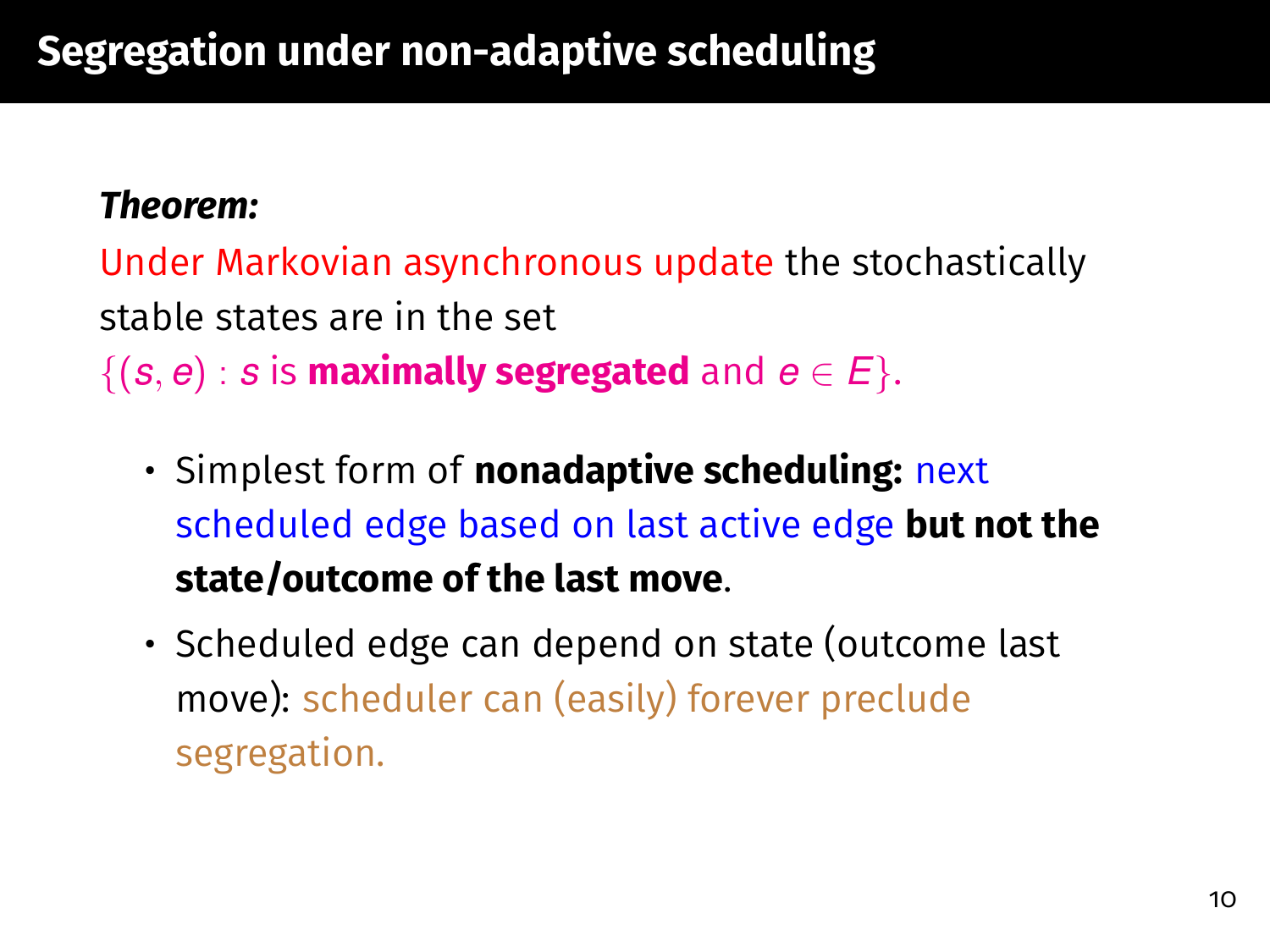# Segregation under non-adaptive scheduling

***Theorem:***

Under Markovian asynchronous update the stochastically stable states are in the set $\{(s, e) : s$ is **maximally segregated** and $e \in E\}$.

- Simplest form of **nonadaptive scheduling:** next scheduled edge based on last active edge **but not the state/outcome of the last move**.
- Scheduled edge can depend on state (outcome last move): scheduler can (easily) forever preclude segregation.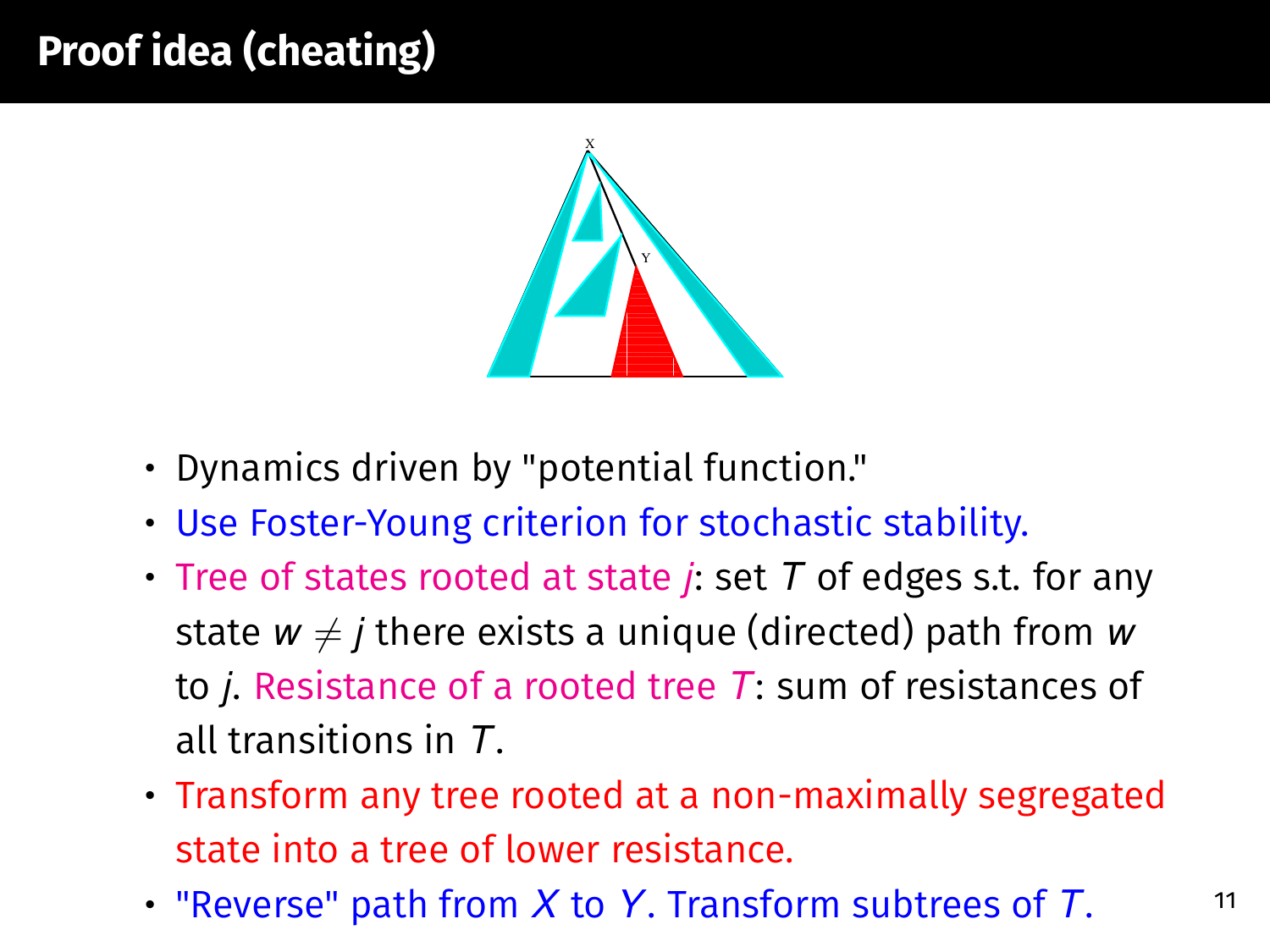# Proof idea (cheating)

- Dynamics driven by "potential function."
- Use Foster-Young criterion for stochastic stability.
- Tree of states rooted at state $j$: set $T$ of edges s.t. for any state $w \neq j$ there exists a unique (directed) path from $w$ to $j$. Resistance of a rooted tree $T$: sum of resistances of all transitions in $T$.
- Transform any tree rooted at a non-maximally segregated state into a tree of lower resistance.
- "Reverse" path from $X$ to $Y$. Transform subtrees of $T$.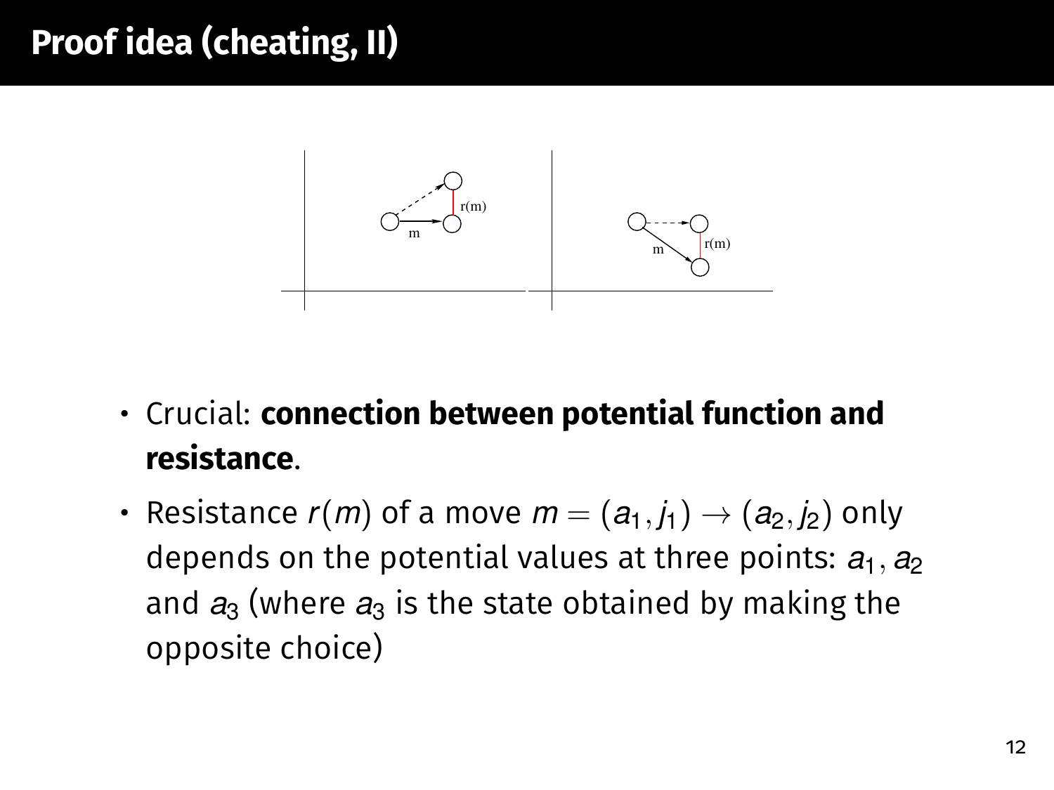# Proof idea (cheating, II)

- Crucial: **connection between potential function and resistance**.
- Resistance $r(m)$ of a move $m = (a_1, j_1) \rightarrow (a_2, j_2)$ only depends on the potential values at three points: $a_1, a_2$ and $a_3$ (where $a_3$ is the state obtained by making the opposite choice)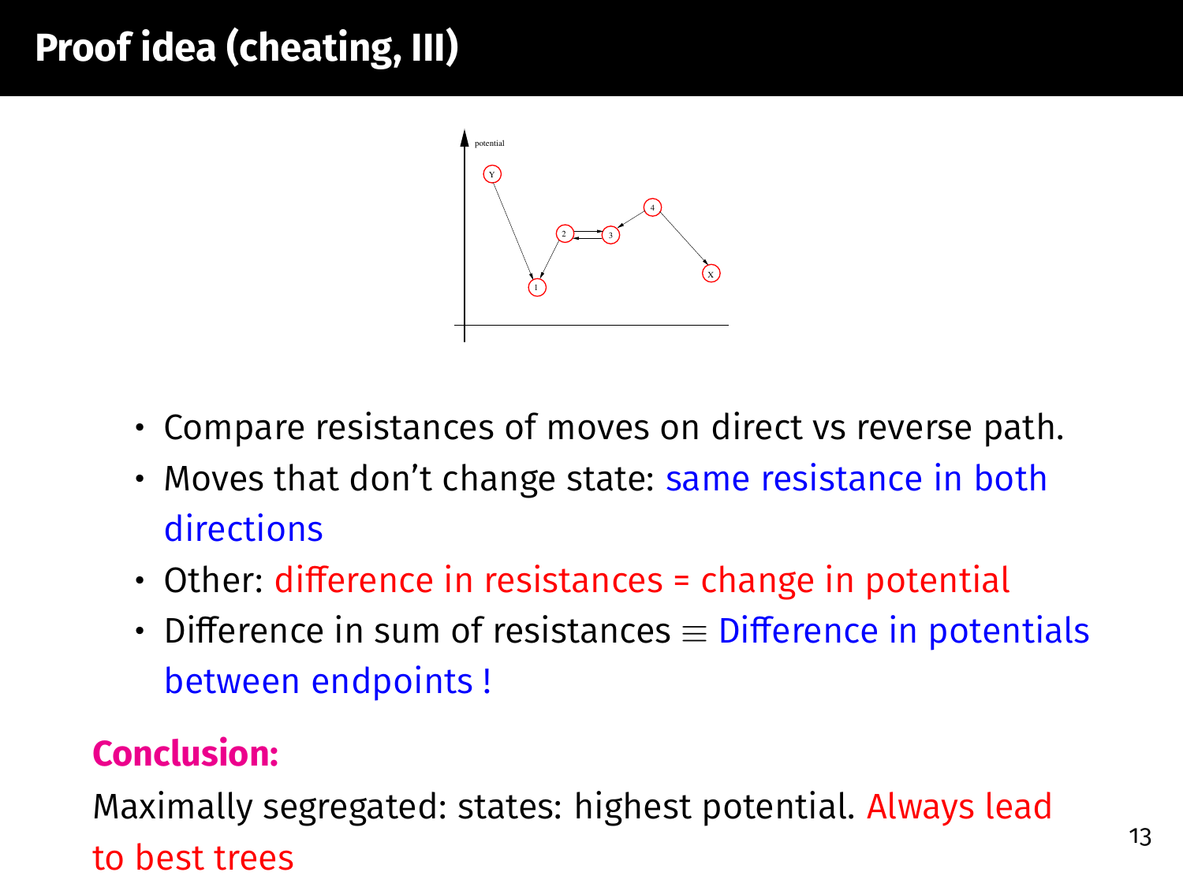# Proof idea (cheating, III)

- Compare resistances of moves on direct vs reverse path.
- Moves that don't change state: same resistance in both directions
- Other: difference in resistances = change in potential
- Difference in sum of resistances $\equiv$ Difference in potentials between endpoints !

**Conclusion:**

Maximally segregated: states: highest potential. Always lead to best trees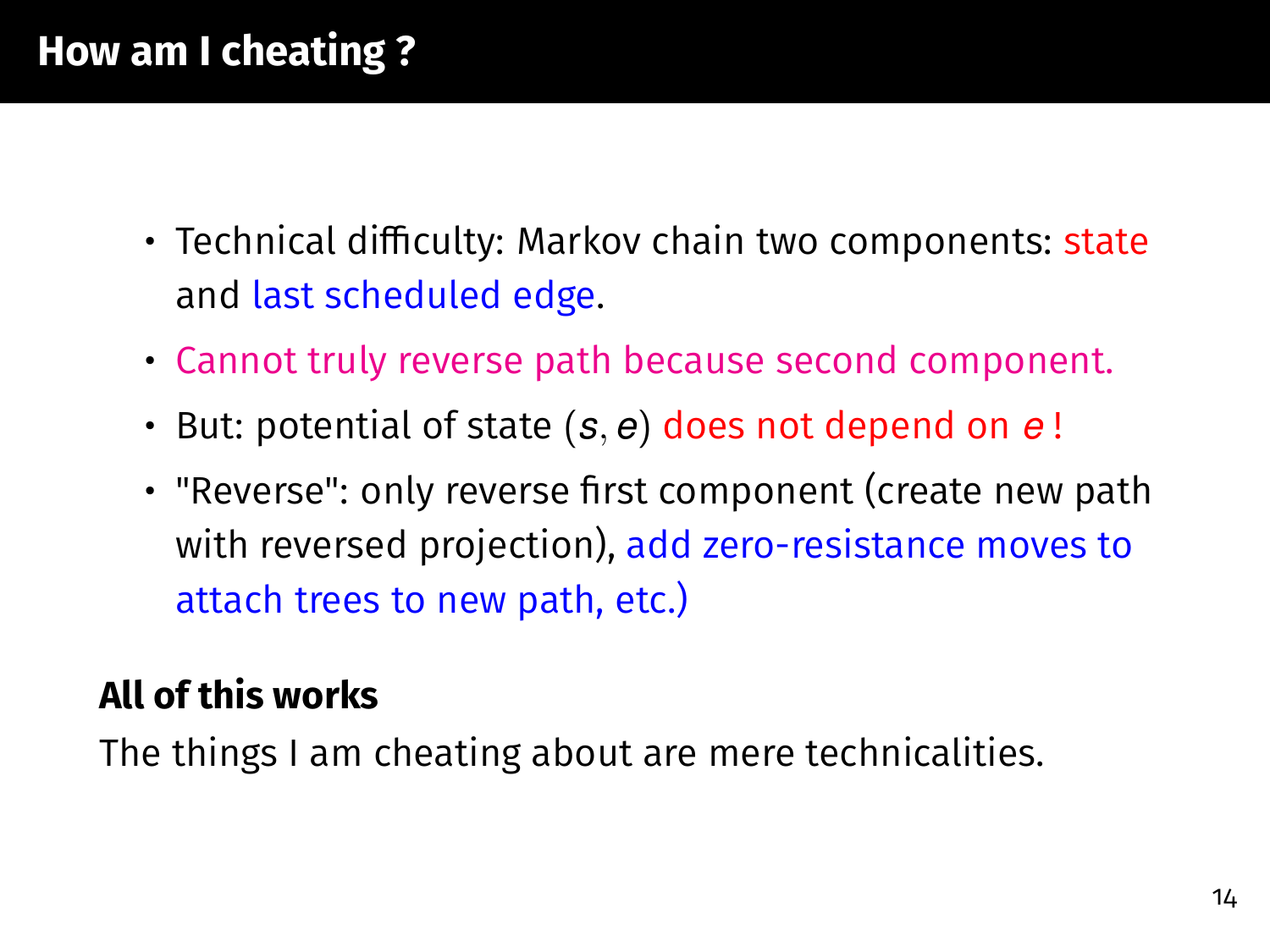# How am I cheating ?

- Technical difficulty: Markov chain two components: state and last scheduled edge.
- Cannot truly reverse path because second component.
- But: potential of state $(s, e)$ does not depend on $e$ !
- "Reverse": only reverse first component (create new path with reversed projection), add zero-resistance moves to attach trees to new path, etc.)

**All of this works**

The things I am cheating about are mere technicalities.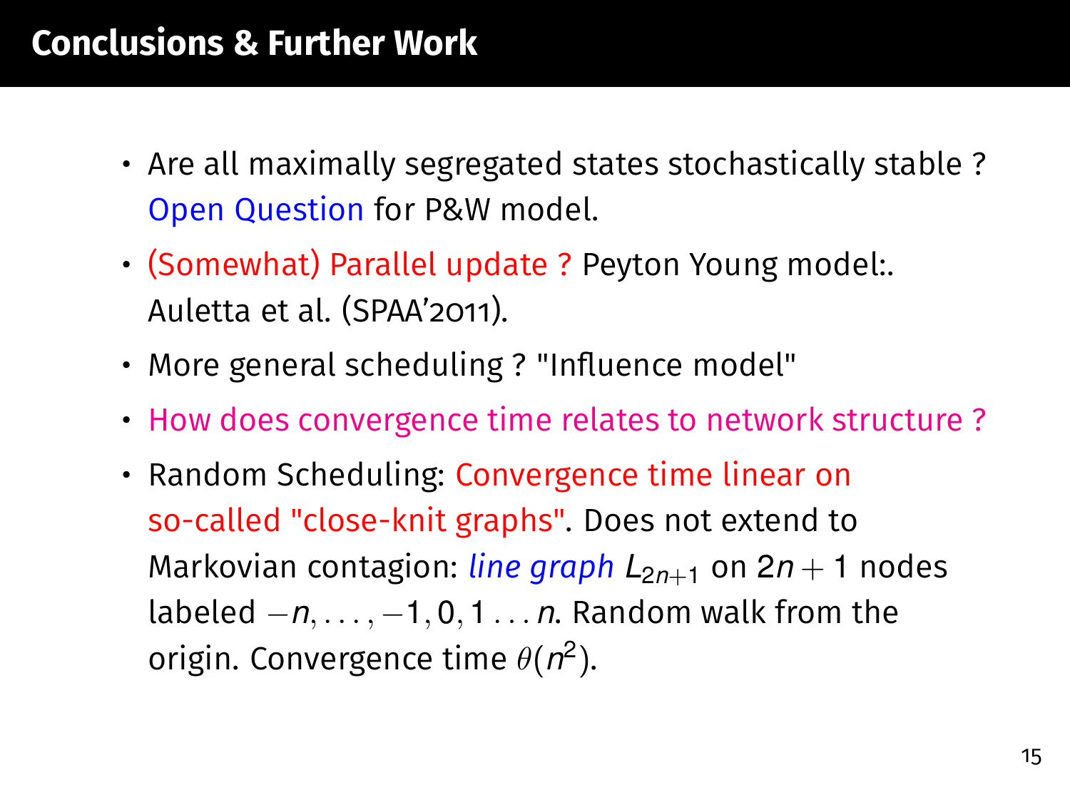# Conclusions & Further Work

- Are all maximally segregated states stochastically stable ? Open Question for P&W model.
- (Somewhat) Parallel update ? Peyton Young model:. Auletta et al. (SPAA'2011).
- More general scheduling ? "Influence model"
- How does convergence time relates to network structure ?
- Random Scheduling: Convergence time linear on so-called "close-knit graphs". Does not extend to Markovian contagion: *line graph* $L_{2n+1}$ on $2n+1$ nodes labeled $-n, \ldots, -1, 0, 1 \ldots n$. Random walk from the origin. Convergence time $\theta(n^2)$.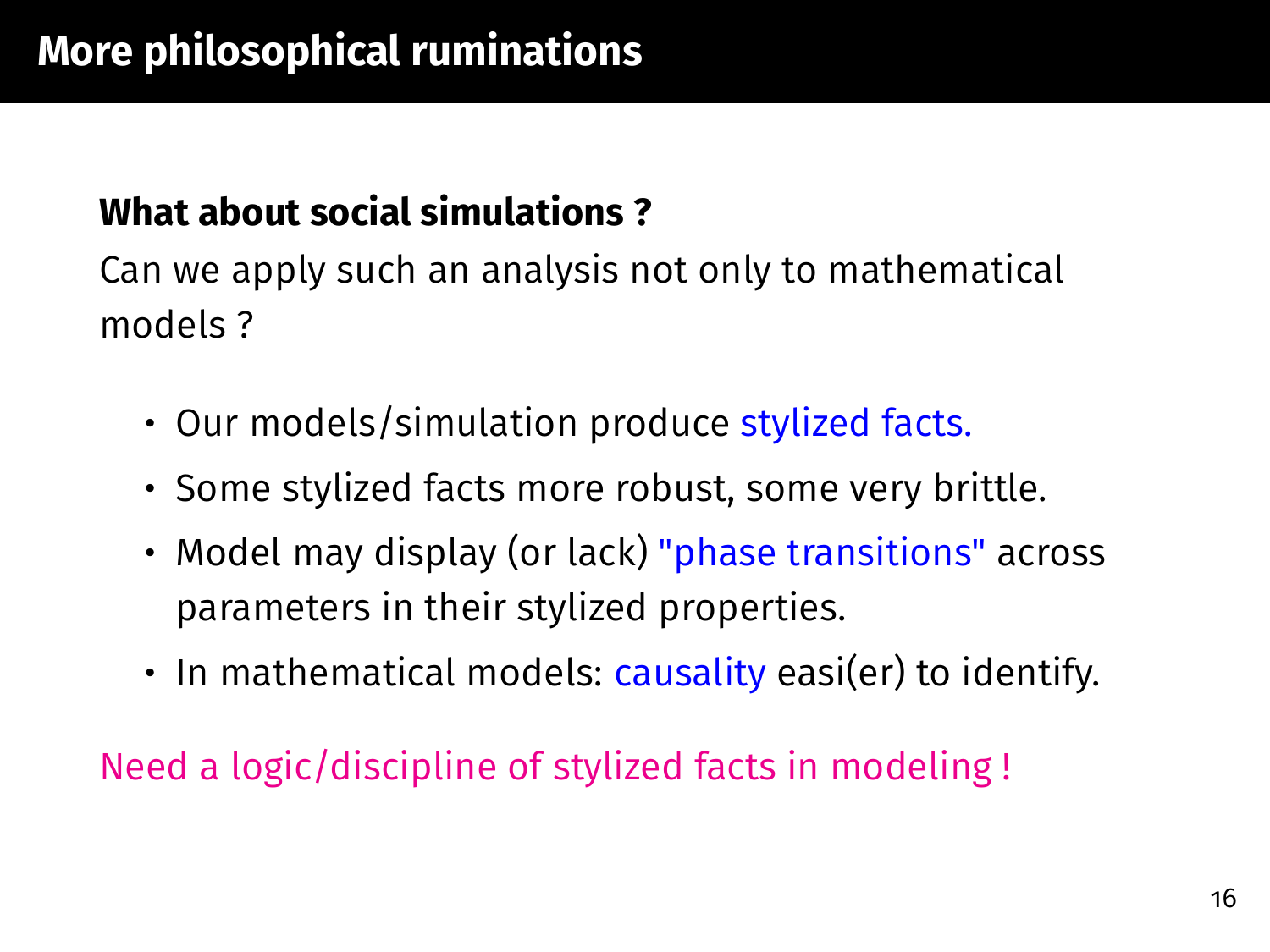# More philosophical ruminations

**What about social simulations ?**

Can we apply such an analysis not only to mathematical models ?

- Our models/simulation produce stylized facts.
- Some stylized facts more robust, some very brittle.
- Model may display (or lack) "phase transitions" across parameters in their stylized properties.
- In mathematical models: causality easi(er) to identify.

Need a logic/discipline of stylized facts in modeling !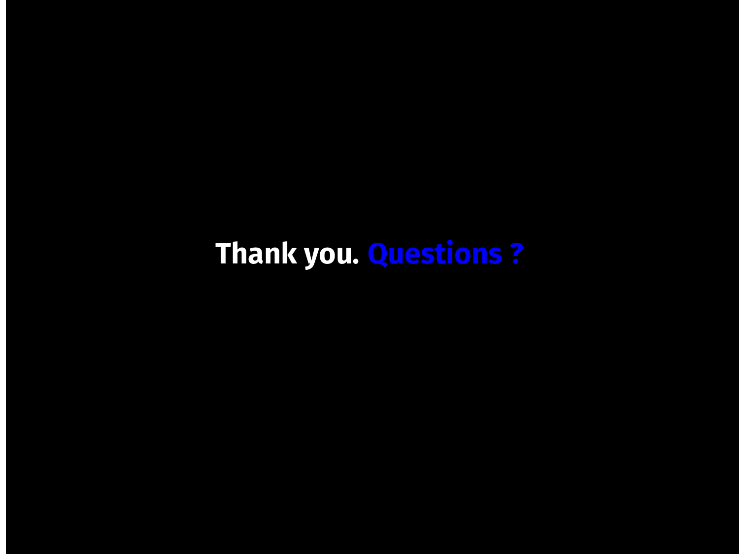**Thank you. Questions ?**